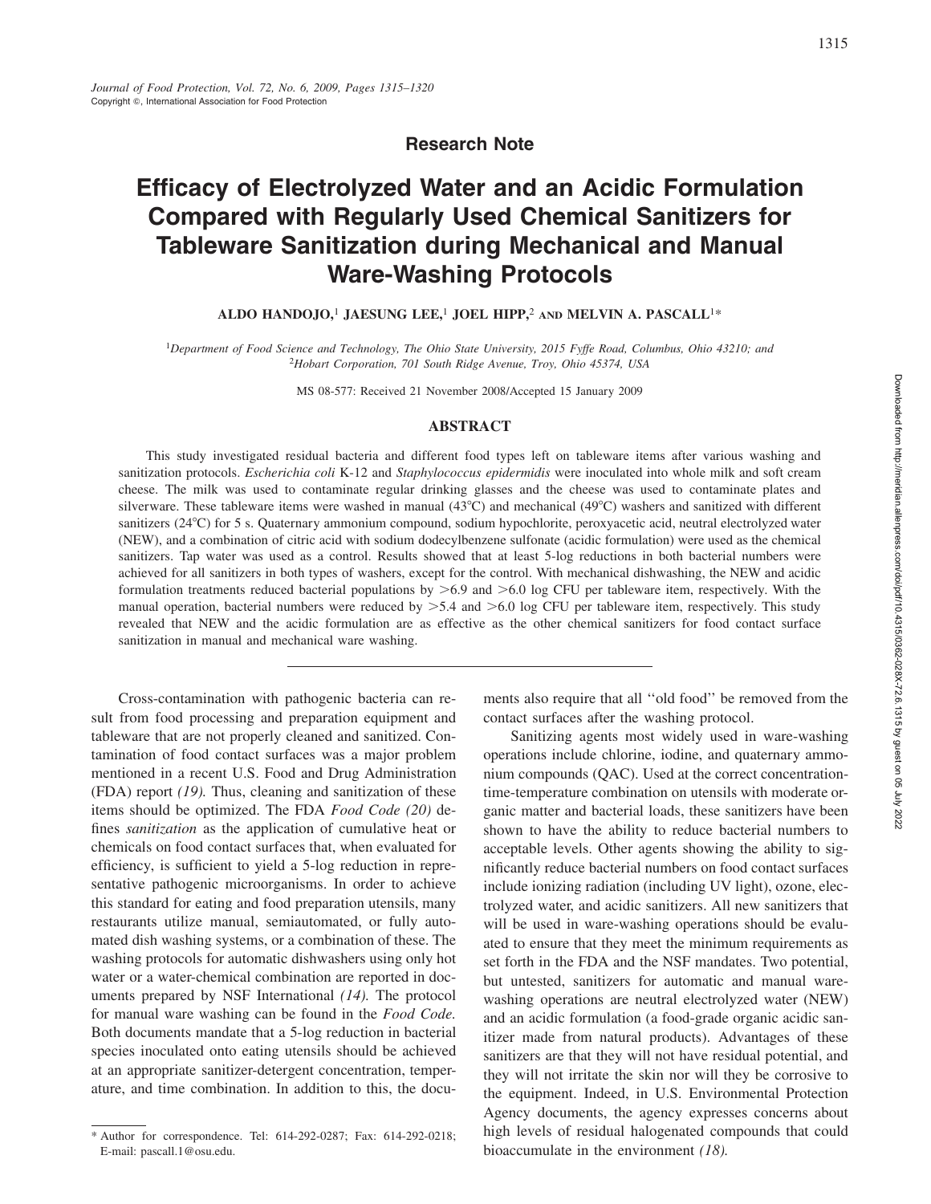Research Note

# Efficacy of Electrolyzed Water and an Acidic Formulation Compared with Regularly Used Chemical Sanitizers for Tableware Sanitization during Mechanical and Manual Ware-Washing Protocols

**ALDO HANDOJO,[1] JAESUNG LEE,[1] JOEL HIPP,[2] AND MELVIN A. PASCALL[1]***

[1]*Department of Food Science and Technology, The Ohio State University, 2015 Fyffe Road, Columbus, Ohio 43210; and* [2]*Hobart Corporation, 701 South Ridge Avenue, Troy, Ohio 45374, USA*

MS 08-577: Received 21 November 2008/Accepted 15 January 2009

## ABSTRACT

This study investigated residual bacteria and different food types left on tableware items after various washing and sanitization protocols. *Escherichia coli* K-12 and *Staphylococcus epidermidis* were inoculated into whole milk and soft cream cheese. The milk was used to contaminate regular drinking glasses and the cheese was used to contaminate plates and silverware. These tableware items were washed in manual (43°C) and mechanical (49°C) washers and sanitized with different sanitizers (24°C) for 5 s. Quaternary ammonium compound, sodium hypochlorite, peroxyacetic acid, neutral electrolyzed water (NEW), and a combination of citric acid with sodium dodecylbenzene sulfonate (acidic formulation) were used as the chemical sanitizers. Tap water was used as a control. Results showed that at least 5-log reductions in both bacterial numbers were achieved for all sanitizers in both types of washers, except for the control. With mechanical dishwashing, the NEW and acidic formulation treatments reduced bacterial populations by >6.9 and >6.0 log CFU per tableware item, respectively. With the manual operation, bacterial numbers were reduced by >5.4 and >6.0 log CFU per tableware item, respectively. This study revealed that NEW and the acidic formulation are as effective as the other chemical sanitizers for food contact surface sanitization in manual and mechanical ware washing.

Cross-contamination with pathogenic bacteria can result from food processing and preparation equipment and tableware that are not properly cleaned and sanitized. Contamination of food contact surfaces was a major problem mentioned in a recent U.S. Food and Drug Administration (FDA) report *(19).* Thus, cleaning and sanitization of these items should be optimized. The FDA *Food Code (20)* defines *sanitization* as the application of cumulative heat or chemicals on food contact surfaces that, when evaluated for efficiency, is sufficient to yield a 5-log reduction in representative pathogenic microorganisms. In order to achieve this standard for eating and food preparation utensils, many restaurants utilize manual, semiautomated, or fully automated dish washing systems, or a combination of these. The washing protocols for automatic dishwashers using only hot water or a water-chemical combination are reported in documents prepared by NSF International *(14).* The protocol for manual ware washing can be found in the *Food Code.* Both documents mandate that a 5-log reduction in bacterial species inoculated onto eating utensils should be achieved at an appropriate sanitizer-detergent concentration, temperature, and time combination. In addition to this, the documents also require that all ''old food'' be removed from the contact surfaces after the washing protocol.

Sanitizing agents most widely used in ware-washing operations include chlorine, iodine, and quaternary ammonium compounds (QAC). Used at the correct concentration-time-temperature combination on utensils with moderate organic matter and bacterial loads, these sanitizers have been shown to have the ability to reduce bacterial numbers to acceptable levels. Other agents showing the ability to significantly reduce bacterial numbers on food contact surfaces include ionizing radiation (including UV light), ozone, electrolyzed water, and acidic sanitizers. All new sanitizers that will be used in ware-washing operations should be evaluated to ensure that they meet the minimum requirements as set forth in the FDA and the NSF mandates. Two potential, but untested, sanitizers for automatic and manual ware-washing operations are neutral electrolyzed water (NEW) and an acidic formulation (a food-grade organic acidic sanitizer made from natural products). Advantages of these sanitizers are that they will not have residual potential, and they will not irritate the skin nor will they be corrosive to the equipment. Indeed, in U.S. Environmental Protection Agency documents, the agency expresses concerns about high levels of residual halogenated compounds that could bioaccumulate in the environment *(18).*

\* Author for correspondence. Tel: 614-292-0287; Fax: 614-292-0218; E-mail: pascall.1@osu.edu.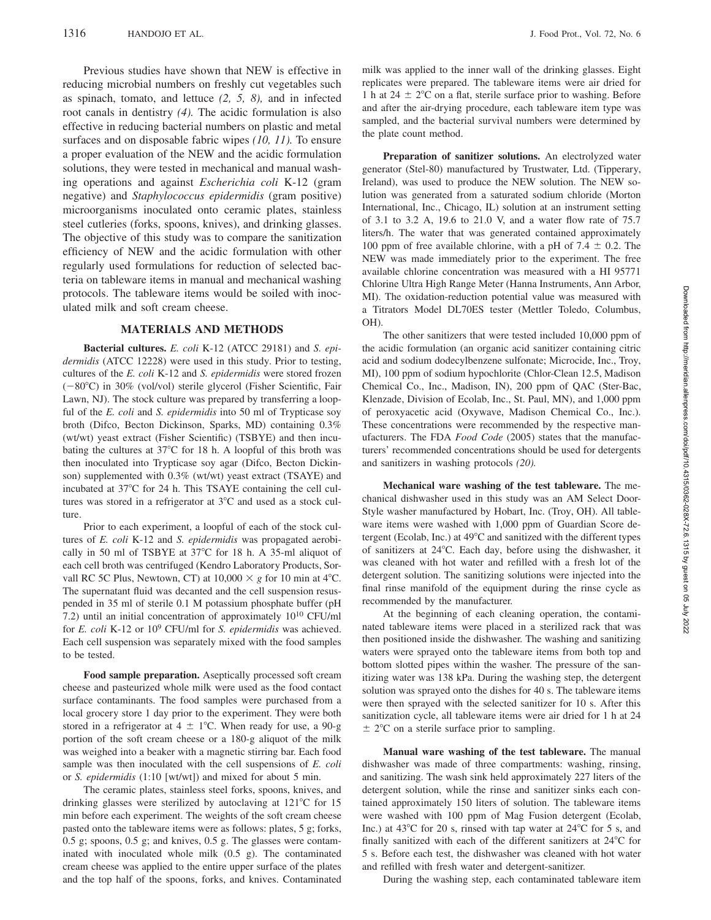Previous studies have shown that NEW is effective in reducing microbial numbers on freshly cut vegetables such as spinach, tomato, and lettuce *(2, 5, 8),* and in infected root canals in dentistry *(4).* The acidic formulation is also effective in reducing bacterial numbers on plastic and metal surfaces and on disposable fabric wipes *(10, 11).* To ensure a proper evaluation of the NEW and the acidic formulation solutions, they were tested in mechanical and manual washing operations and against *Escherichia coli* K-12 (gram negative) and *Staphylococcus epidermidis* (gram positive) microorganisms inoculated onto ceramic plates, stainless steel cutleries (forks, spoons, knives), and drinking glasses. The objective of this study was to compare the sanitization efficiency of NEW and the acidic formulation with other regularly used formulations for reduction of selected bacteria on tableware items in manual and mechanical washing protocols. The tableware items would be soiled with inoculated milk and soft cream cheese.

## MATERIALS AND METHODS

**Bacterial cultures.** *E. coli* K-12 (ATCC 29181) and *S. epidermidis* (ATCC 12228) were used in this study. Prior to testing, cultures of the *E. coli* K-12 and *S. epidermidis* were stored frozen (−80°C) in 30% (vol/vol) sterile glycerol (Fisher Scientific, Fair Lawn, NJ). The stock culture was prepared by transferring a loopful of the *E. coli* and *S. epidermidis* into 50 ml of Trypticase soy broth (Difco, Becton Dickinson, Sparks, MD) containing 0.3% (wt/wt) yeast extract (Fisher Scientific) (TSBYE) and then incubating the cultures at 37°C for 18 h. A loopful of this broth was then inoculated into Trypticase soy agar (Difco, Becton Dickinson) supplemented with 0.3% (wt/wt) yeast extract (TSAYE) and incubated at 37°C for 24 h. This TSAYE containing the cell cultures was stored in a refrigerator at 3°C and used as a stock culture.

Prior to each experiment, a loopful of each of the stock cultures of *E. coli* K-12 and *S. epidermidis* was propagated aerobically in 50 ml of TSBYE at 37°C for 18 h. A 35-ml aliquot of each cell broth was centrifuged (Kendro Laboratory Products, Sorvall RC 5C Plus, Newtown, CT) at 10,000 × *g* for 10 min at 4°C. The supernatant fluid was decanted and the cell suspension resuspended in 35 ml of sterile 0.1 M potassium phosphate buffer (pH 7.2) until an initial concentration of approximately $10^{10}$ CFU/ml for *E. coli* K-12 or $10^9$ CFU/ml for *S. epidermidis* was achieved. Each cell suspension was separately mixed with the food samples to be tested.

**Food sample preparation.** Aseptically processed soft cream cheese and pasteurized whole milk were used as the food contact surface contaminants. The food samples were purchased from a local grocery store 1 day prior to the experiment. They were both stored in a refrigerator at 4 ± 1°C. When ready for use, a 90-g portion of the soft cream cheese or a 180-g aliquot of the milk was weighed into a beaker with a magnetic stirring bar. Each food sample was then inoculated with the cell suspensions of *E. coli* or *S. epidermidis* (1:10 [wt/wt]) and mixed for about 5 min.

The ceramic plates, stainless steel forks, spoons, knives, and drinking glasses were sterilized by autoclaving at 121°C for 15 min before each experiment. The weights of the soft cream cheese pasted onto the tableware items were as follows: plates, 5 g; forks, 0.5 g; spoons, 0.5 g; and knives, 0.5 g. The glasses were contaminated with inoculated whole milk (0.5 g). The contaminated cream cheese was applied to the entire upper surface of the plates and the top half of the spoons, forks, and knives. Contaminated milk was applied to the inner wall of the drinking glasses. Eight replicates were prepared. The tableware items were air dried for 1 h at 24 ± 2°C on a flat, sterile surface prior to washing. Before and after the air-drying procedure, each tableware item type was sampled, and the bacterial survival numbers were determined by the plate count method.

**Preparation of sanitizer solutions.** An electrolyzed water generator (Stel-80) manufactured by Trustwater, Ltd. (Tipperary, Ireland), was used to produce the NEW solution. The NEW solution was generated from a saturated sodium chloride (Morton International, Inc., Chicago, IL) solution at an instrument setting of 3.1 to 3.2 A, 19.6 to 21.0 V, and a water flow rate of 75.7 liters/h. The water that was generated contained approximately 100 ppm of free available chlorine, with a pH of 7.4 ± 0.2. The NEW was made immediately prior to the experiment. The free available chlorine concentration was measured with a HI 95771 Chlorine Ultra High Range Meter (Hanna Instruments, Ann Arbor, MI). The oxidation-reduction potential value was measured with a Titrators Model DL70ES tester (Mettler Toledo, Columbus, OH).

The other sanitizers that were tested included 10,000 ppm of the acidic formulation (an organic acid sanitizer containing citric acid and sodium dodecylbenzene sulfonate; Microcide, Inc., Troy, MI), 100 ppm of sodium hypochlorite (Chlor-Clean 12.5, Madison Chemical Co., Inc., Madison, IN), 200 ppm of QAC (Ster-Bac, Klenzade, Division of Ecolab, Inc., St. Paul, MN), and 1,000 ppm of peroxyacetic acid (Oxywave, Madison Chemical Co., Inc.). These concentrations were recommended by the respective manufacturers. The FDA *Food Code* (2005) states that the manufacturers' recommended concentrations should be used for detergents and sanitizers in washing protocols *(20).*

**Mechanical ware washing of the test tableware.** The mechanical dishwasher used in this study was an AM Select Door-Style washer manufactured by Hobart, Inc. (Troy, OH). All tableware items were washed with 1,000 ppm of Guardian Score detergent (Ecolab, Inc.) at 49°C and sanitized with the different types of sanitizers at 24°C. Each day, before using the dishwasher, it was cleaned with hot water and refilled with a fresh lot of the detergent solution. The sanitizing solutions were injected into the final rinse manifold of the equipment during the rinse cycle as recommended by the manufacturer.

At the beginning of each cleaning operation, the contaminated tableware items were placed in a sterilized rack that was then positioned inside the dishwasher. The washing and sanitizing waters were sprayed onto the tableware items from both top and bottom slotted pipes within the washer. The pressure of the sanitizing water was 138 kPa. During the washing step, the detergent solution was sprayed onto the dishes for 40 s. The tableware items were then sprayed with the selected sanitizer for 10 s. After this sanitization cycle, all tableware items were air dried for 1 h at 24 ± 2°C on a sterile surface prior to sampling.

**Manual ware washing of the test tableware.** The manual dishwasher was made of three compartments: washing, rinsing, and sanitizing. The wash sink held approximately 227 liters of the detergent solution, while the rinse and sanitizer sinks each contained approximately 150 liters of solution. The tableware items were washed with 100 ppm of Mag Fusion detergent (Ecolab, Inc.) at 43°C for 20 s, rinsed with tap water at 24°C for 5 s, and finally sanitized with each of the different sanitizers at 24°C for 5 s. Before each test, the dishwasher was cleaned with hot water and refilled with fresh water and detergent-sanitizer.

During the washing step, each contaminated tableware item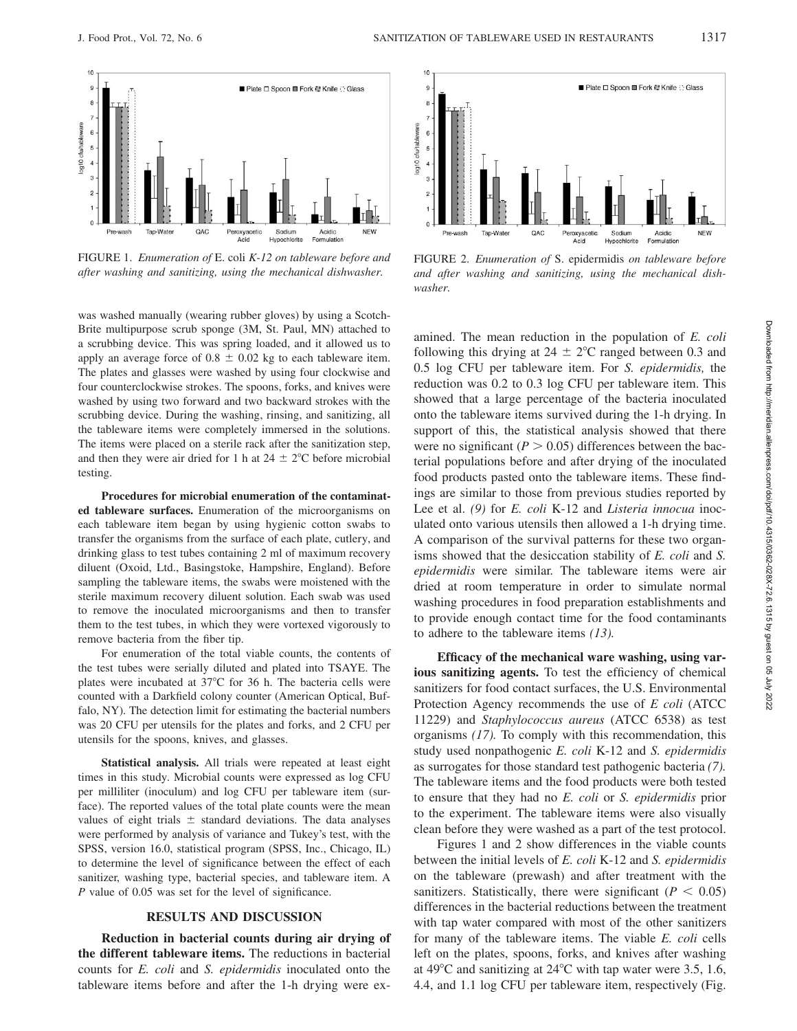FIGURE 1. *Enumeration of* E. coli *K-12 on tableware before and after washing and sanitizing, using the mechanical dishwasher.*

FIGURE 2. *Enumeration of* S. epidermidis *on tableware before and after washing and sanitizing, using the mechanical dishwasher.*

was washed manually (wearing rubber gloves) by using a Scotch-Brite multipurpose scrub sponge (3M, St. Paul, MN) attached to a scrubbing device. This was spring loaded, and it allowed us to apply an average force of $0.8 \pm 0.02$ kg to each tableware item. The plates and glasses were washed by using four clockwise and four counterclockwise strokes. The spoons, forks, and knives were washed by using two forward and two backward strokes with the scrubbing device. During the washing, rinsing, and sanitizing, all the tableware items were completely immersed in the solutions. The items were placed on a sterile rack after the sanitization step, and then they were air dried for 1 h at $24 \pm 2$°C before microbial testing.

**Procedures for microbial enumeration of the contaminated tableware surfaces.** Enumeration of the microorganisms on each tableware item began by using hygienic cotton swabs to transfer the organisms from the surface of each plate, cutlery, and drinking glass to test tubes containing 2 ml of maximum recovery diluent (Oxoid, Ltd., Basingstoke, Hampshire, England). Before sampling the tableware items, the swabs were moistened with the sterile maximum recovery diluent solution. Each swab was used to remove the inoculated microorganisms and then to transfer them to the test tubes, in which they were vortexed vigorously to remove bacteria from the fiber tip.

For enumeration of the total viable counts, the contents of the test tubes were serially diluted and plated into TSAYE. The plates were incubated at 37°C for 36 h. The bacteria cells were counted with a Darkfield colony counter (American Optical, Buffalo, NY). The detection limit for estimating the bacterial numbers was 20 CFU per utensils for the plates and forks, and 2 CFU per utensils for the spoons, knives, and glasses.

**Statistical analysis.** All trials were repeated at least eight times in this study. Microbial counts were expressed as log CFU per milliliter (inoculum) and log CFU per tableware item (surface). The reported values of the total plate counts were the mean values of eight trials ± standard deviations. The data analyses were performed by analysis of variance and Tukey's test, with the SPSS, version 16.0, statistical program (SPSS, Inc., Chicago, IL) to determine the level of significance between the effect of each sanitizer, washing type, bacterial species, and tableware item. A *P* value of 0.05 was set for the level of significance.

## RESULTS AND DISCUSSION

**Reduction in bacterial counts during air drying of the different tableware items.** The reductions in bacterial counts for *E. coli* and *S. epidermidis* inoculated onto the tableware items before and after the 1-h drying were examined. The mean reduction in the population of *E. coli* following this drying at $24 \pm 2$°C ranged between 0.3 and 0.5 log CFU per tableware item. For *S. epidermidis,* the reduction was 0.2 to 0.3 log CFU per tableware item. This showed that a large percentage of the bacteria inoculated onto the tableware items survived during the 1-h drying. In support of this, the statistical analysis showed that there were no significant ($P > 0.05$) differences between the bacterial populations before and after drying of the inoculated food products pasted onto the tableware items. These findings are similar to those from previous studies reported by Lee et al. *(9)* for *E. coli* K-12 and *Listeria innocua* inoculated onto various utensils then allowed a 1-h drying time. A comparison of the survival patterns for these two organisms showed that the desiccation stability of *E. coli* and *S. epidermidis* were similar. The tableware items were air dried at room temperature in order to simulate normal washing procedures in food preparation establishments and to provide enough contact time for the food contaminants to adhere to the tableware items *(13).*

**Efficacy of the mechanical ware washing, using various sanitizing agents.** To test the efficiency of chemical sanitizers for food contact surfaces, the U.S. Environmental Protection Agency recommends the use of *E coli* (ATCC 11229) and *Staphylococcus aureus* (ATCC 6538) as test organisms *(17).* To comply with this recommendation, this study used nonpathogenic *E. coli* K-12 and *S. epidermidis* as surrogates for those standard test pathogenic bacteria *(7).* The tableware items and the food products were both tested to ensure that they had no *E. coli* or *S. epidermidis* prior to the experiment. The tableware items were also visually clean before they were washed as a part of the test protocol.

Figures 1 and 2 show differences in the viable counts between the initial levels of *E. coli* K-12 and *S. epidermidis* on the tableware (prewash) and after treatment with the sanitizers. Statistically, there were significant ($P < 0.05$) differences in the bacterial reductions between the treatment with tap water compared with most of the other sanitizers for many of the tableware items. The viable *E. coli* cells left on the plates, spoons, forks, and knives after washing at 49°C and sanitizing at 24°C with tap water were 3.5, 1.6, 4.4, and 1.1 log CFU per tableware item, respectively (Fig.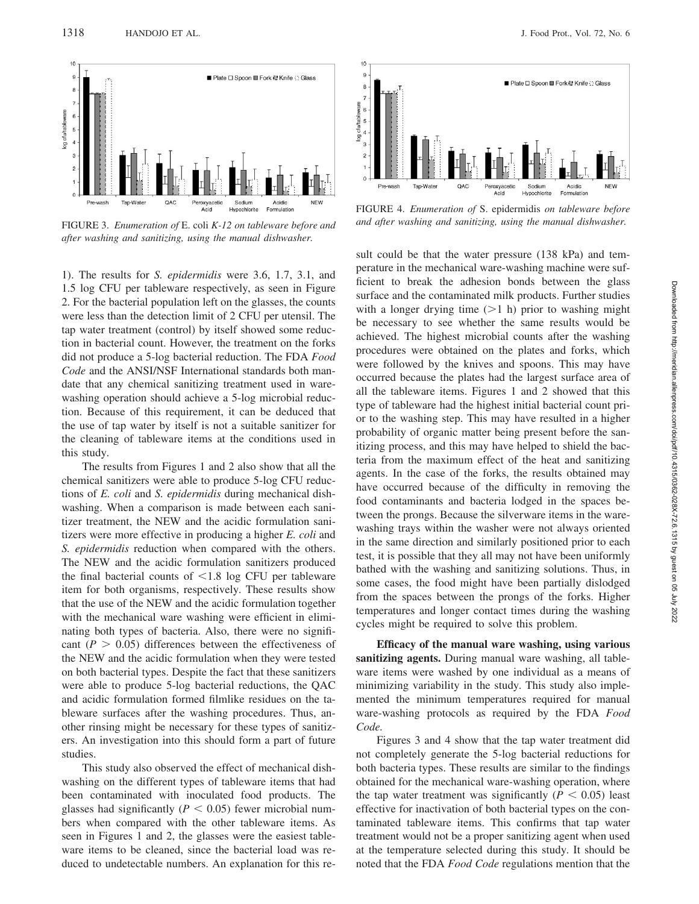10
9
8
7
6
5
4
3
2
1
0

log cfu/tableware

■ Plate □ Spoon ■ Fork ▨ Knife ⁚ Glass

Pre-wash Tap-Water QAC Peroxyacetic Acid Sodium Hypochlorite Acidic Formulation NEW

FIGURE 3. *Enumeration of* E. coli *K-12 on tableware before and after washing and sanitizing, using the manual dishwasher.*

10
9
8
7
6
5
4
3
2
1
0

log cfu/tableware

■ Plate □ Spoon ■ Fork ▨ Knife ⁚ Glass

Pre-wash Tap-Water QAC Peroxyacetic Acid Sodium Hypochlorite Acidic Formulation NEW

FIGURE 4. *Enumeration of* S. epidermidis *on tableware before and after washing and sanitizing, using the manual dishwasher.*

1). The results for *S. epidermidis* were 3.6, 1.7, 3.1, and 1.5 log CFU per tableware respectively, as seen in Figure 2. For the bacterial population left on the glasses, the counts were less than the detection limit of 2 CFU per utensil. The tap water treatment (control) by itself showed some reduction in bacterial count. However, the treatment on the forks did not produce a 5-log bacterial reduction. The FDA *Food Code* and the ANSI/NSF International standards both mandate that any chemical sanitizing treatment used in warewashing operation should achieve a 5-log microbial reduction. Because of this requirement, it can be deduced that the use of tap water by itself is not a suitable sanitizer for the cleaning of tableware items at the conditions used in this study.

The results from Figures 1 and 2 also show that all the chemical sanitizers were able to produce 5-log CFU reductions of *E. coli* and *S. epidermidis* during mechanical dishwashing. When a comparison is made between each sanitizer treatment, the NEW and the acidic formulation sanitizers were more effective in producing a higher *E. coli* and *S. epidermidis* reduction when compared with the others. The NEW and the acidic formulation sanitizers produced the final bacterial counts of <1.8 log CFU per tableware item for both organisms, respectively. These results show that the use of the NEW and the acidic formulation together with the mechanical ware washing were efficient in eliminating both types of bacteria. Also, there were no significant ($P > 0.05$) differences between the effectiveness of the NEW and the acidic formulation when they were tested on both bacterial types. Despite the fact that these sanitizers were able to produce 5-log bacterial reductions, the QAC and acidic formulation formed filmlike residues on the tableware surfaces after the washing procedures. Thus, another rinsing might be necessary for these types of sanitizers. An investigation into this should form a part of future studies.

This study also observed the effect of mechanical dishwashing on the different types of tableware items that had been contaminated with inoculated food products. The glasses had significantly ($P < 0.05$) fewer microbial numbers when compared with the other tableware items. As seen in Figures 1 and 2, the glasses were the easiest tableware items to be cleaned, since the bacterial load was reduced to undetectable numbers. An explanation for this result could be that the water pressure (138 kPa) and temperature in the mechanical ware-washing machine were sufficient to break the adhesion bonds between the glass surface and the contaminated milk products. Further studies with a longer drying time (>1 h) prior to washing might be necessary to see whether the same results would be achieved. The highest microbial counts after the washing procedures were obtained on the plates and forks, which were followed by the knives and spoons. This may have occurred because the plates had the largest surface area of all the tableware items. Figures 1 and 2 showed that this type of tableware had the highest initial bacterial count prior to the washing step. This may have resulted in a higher probability of organic matter being present before the sanitizing process, and this may have helped to shield the bacteria from the maximum effect of the heat and sanitizing agents. In the case of the forks, the results obtained may have occurred because of the difficulty in removing the food contaminants and bacteria lodged in the spaces between the prongs. Because the silverware items in the warewashing trays within the washer were not always oriented in the same direction and similarly positioned prior to each test, it is possible that they all may not have been uniformly bathed with the washing and sanitizing solutions. Thus, in some cases, the food might have been partially dislodged from the spaces between the prongs of the forks. Higher temperatures and longer contact times during the washing cycles might be required to solve this problem.

**Efficacy of the manual ware washing, using various sanitizing agents.** During manual ware washing, all tableware items were washed by one individual as a means of minimizing variability in the study. This study also implemented the minimum temperatures required for manual ware-washing protocols as required by the FDA *Food Code.*

Figures 3 and 4 show that the tap water treatment did not completely generate the 5-log bacterial reductions for both bacteria types. These results are similar to the findings obtained for the mechanical ware-washing operation, where the tap water treatment was significantly ($P < 0.05$) least effective for inactivation of both bacterial types on the contaminated tableware items. This confirms that tap water treatment would not be a proper sanitizing agent when used at the temperature selected during this study. It should be noted that the FDA *Food Code* regulations mention that the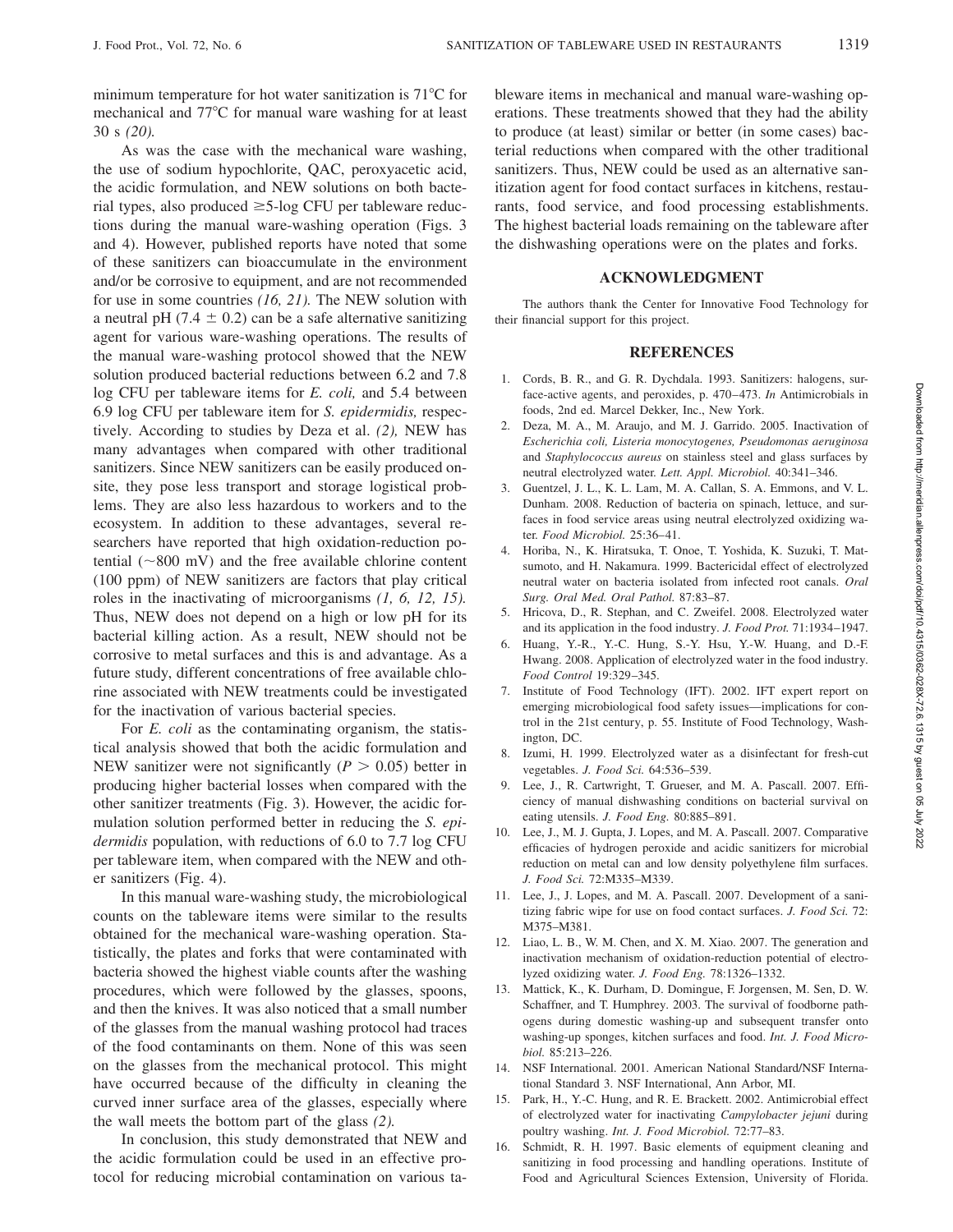minimum temperature for hot water sanitization is 71°C for mechanical and 77°C for manual ware washing for at least 30 s *(20).*

As was the case with the mechanical ware washing, the use of sodium hypochlorite, QAC, peroxyacetic acid, the acidic formulation, and NEW solutions on both bacterial types, also produced ≥5-log CFU per tableware reductions during the manual ware-washing operation (Figs. 3 and 4). However, published reports have noted that some of these sanitizers can bioaccumulate in the environment and/or be corrosive to equipment, and are not recommended for use in some countries *(16, 21).* The NEW solution with a neutral pH (7.4 ± 0.2) can be a safe alternative sanitizing agent for various ware-washing operations. The results of the manual ware-washing protocol showed that the NEW solution produced bacterial reductions between 6.2 and 7.8 log CFU per tableware items for *E. coli,* and 5.4 between 6.9 log CFU per tableware item for *S. epidermidis,* respectively. According to studies by Deza et al. *(2),* NEW has many advantages when compared with other traditional sanitizers. Since NEW sanitizers can be easily produced onsite, they pose less transport and storage logistical problems. They are also less hazardous to workers and to the ecosystem. In addition to these advantages, several researchers have reported that high oxidation-reduction potential (~800 mV) and the free available chlorine content (100 ppm) of NEW sanitizers are factors that play critical roles in the inactivating of microorganisms *(1, 6, 12, 15).* Thus, NEW does not depend on a high or low pH for its bacterial killing action. As a result, NEW should not be corrosive to metal surfaces and this is and advantage. As a future study, different concentrations of free available chlorine associated with NEW treatments could be investigated for the inactivation of various bacterial species.

For *E. coli* as the contaminating organism, the statistical analysis showed that both the acidic formulation and NEW sanitizer were not significantly ($P > 0.05$) better in producing higher bacterial losses when compared with the other sanitizer treatments (Fig. 3). However, the acidic formulation solution performed better in reducing the *S. epidermidis* population, with reductions of 6.0 to 7.7 log CFU per tableware item, when compared with the NEW and other sanitizers (Fig. 4).

In this manual ware-washing study, the microbiological counts on the tableware items were similar to the results obtained for the mechanical ware-washing operation. Statistically, the plates and forks that were contaminated with bacteria showed the highest viable counts after the washing procedures, which were followed by the glasses, spoons, and then the knives. It was also noticed that a small number of the glasses from the manual washing protocol had traces of the food contaminants on them. None of this was seen on the glasses from the mechanical protocol. This might have occurred because of the difficulty in cleaning the curved inner surface area of the glasses, especially where the wall meets the bottom part of the glass *(2).*

In conclusion, this study demonstrated that NEW and the acidic formulation could be used in an effective protocol for reducing microbial contamination on various tableware items in mechanical and manual ware-washing operations. These treatments showed that they had the ability to produce (at least) similar or better (in some cases) bacterial reductions when compared with the other traditional sanitizers. Thus, NEW could be used as an alternative sanitization agent for food contact surfaces in kitchens, restaurants, food service, and food processing establishments. The highest bacterial loads remaining on the tableware after the dishwashing operations were on the plates and forks.

## ACKNOWLEDGMENT

The authors thank the Center for Innovative Food Technology for their financial support for this project.

## REFERENCES

1. Cords, B. R., and G. R. Dychdala. 1993. Sanitizers: halogens, surface-active agents, and peroxides, p. 470–473. *In* Antimicrobials in foods, 2nd ed. Marcel Dekker, Inc., New York.
2. Deza, M. A., M. Araujo, and M. J. Garrido. 2005. Inactivation of *Escherichia coli, Listeria monocytogenes, Pseudomonas aeruginosa* and *Staphylococcus aureus* on stainless steel and glass surfaces by neutral electrolyzed water. *Lett. Appl. Microbiol.* 40:341–346.
3. Guentzel, J. L., K. L. Lam, M. A. Callan, S. A. Emmons, and V. L. Dunham. 2008. Reduction of bacteria on spinach, lettuce, and surfaces in food service areas using neutral electrolyzed oxidizing water. *Food Microbiol.* 25:36–41.
4. Horiba, N., K. Hiratsuka, T. Onoe, T. Yoshida, K. Suzuki, T. Matsumoto, and H. Nakamura. 1999. Bactericidal effect of electrolyzed neutral water on bacteria isolated from infected root canals. *Oral Surg. Oral Med. Oral Pathol.* 87:83–87.
5. Hricova, D., R. Stephan, and C. Zweifel. 2008. Electrolyzed water and its application in the food industry. *J. Food Prot.* 71:1934–1947.
6. Huang, Y.-R., Y.-C. Hung, S.-Y. Hsu, Y.-W. Huang, and D.-F. Hwang. 2008. Application of electrolyzed water in the food industry. *Food Control* 19:329–345.
7. Institute of Food Technology (IFT). 2002. IFT expert report on emerging microbiological food safety issues—implications for control in the 21st century, p. 55. Institute of Food Technology, Washington, DC.
8. Izumi, H. 1999. Electrolyzed water as a disinfectant for fresh-cut vegetables. *J. Food Sci.* 64:536–539.
9. Lee, J., R. Cartwright, T. Grueser, and M. A. Pascall. 2007. Efficiency of manual dishwashing conditions on bacterial survival on eating utensils. *J. Food Eng.* 80:885–891.
10. Lee, J., M. J. Gupta, J. Lopes, and M. A. Pascall. 2007. Comparative efficacies of hydrogen peroxide and acidic sanitizers for microbial reduction on metal can and low density polyethylene film surfaces. *J. Food Sci.* 72:M335–M339.
11. Lee, J., J. Lopes, and M. A. Pascall. 2007. Development of a sanitizing fabric wipe for use on food contact surfaces. *J. Food Sci.* 72: M375–M381.
12. Liao, L. B., W. M. Chen, and X. M. Xiao. 2007. The generation and inactivation mechanism of oxidation-reduction potential of electrolyzed oxidizing water. *J. Food Eng.* 78:1326–1332.
13. Mattick, K., K. Durham, D. Domingue, F. Jorgensen, M. Sen, D. W. Schaffner, and T. Humphrey. 2003. The survival of foodborne pathogens during domestic washing-up and subsequent transfer onto washing-up sponges, kitchen surfaces and food. *Int. J. Food Microbiol.* 85:213–226.
14. NSF International. 2001. American National Standard/NSF International Standard 3. NSF International, Ann Arbor, MI.
15. Park, H., Y.-C. Hung, and R. E. Brackett. 2002. Antimicrobial effect of electrolyzed water for inactivating *Campylobacter jejuni* during poultry washing. *Int. J. Food Microbiol.* 72:77–83.
16. Schmidt, R. H. 1997. Basic elements of equipment cleaning and sanitizing in food processing and handling operations. Institute of Food and Agricultural Sciences Extension, University of Florida.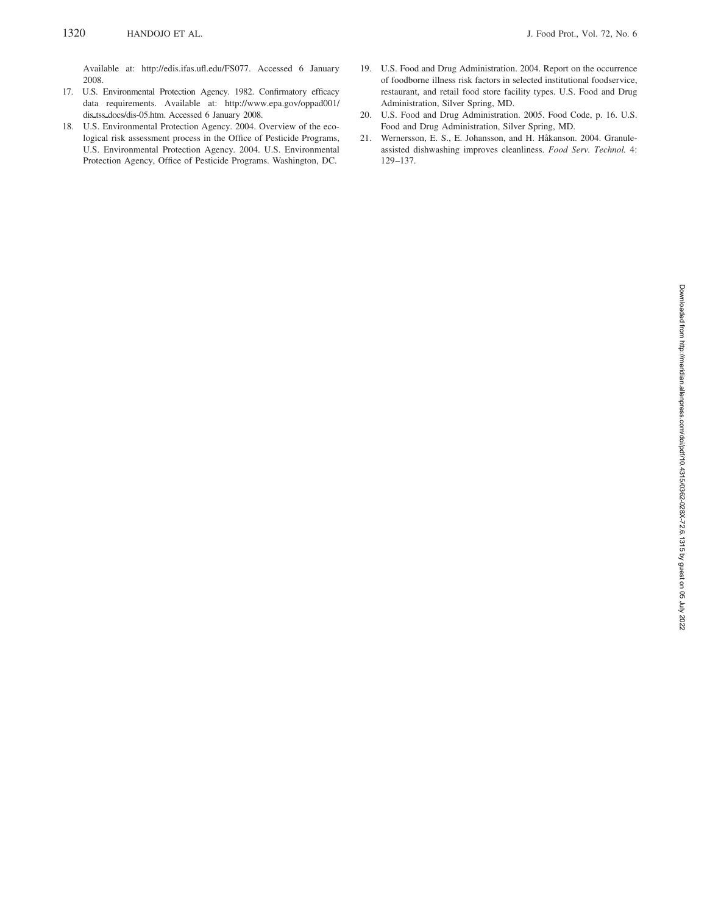Available at: http://edis.ifas.ufl.edu/FS077. Accessed 6 January 2008.

17. U.S. Environmental Protection Agency. 1982. Confirmatory efficacy data requirements. Available at: http://www.epa.gov/oppad001/dis_tss_docs/dis-05.htm. Accessed 6 January 2008.
18. U.S. Environmental Protection Agency. 2004. Overview of the ecological risk assessment process in the Office of Pesticide Programs, U.S. Environmental Protection Agency. 2004. U.S. Environmental Protection Agency, Office of Pesticide Programs. Washington, DC.
19. U.S. Food and Drug Administration. 2004. Report on the occurrence of foodborne illness risk factors in selected institutional foodservice, restaurant, and retail food store facility types. U.S. Food and Drug Administration, Silver Spring, MD.
20. U.S. Food and Drug Administration. 2005. Food Code, p. 16. U.S. Food and Drug Administration, Silver Spring, MD.
21. Wernersson, E. S., E. Johansson, and H. Håkanson. 2004. Granule-assisted dishwashing improves cleanliness. *Food Serv. Technol.* 4: 129–137.